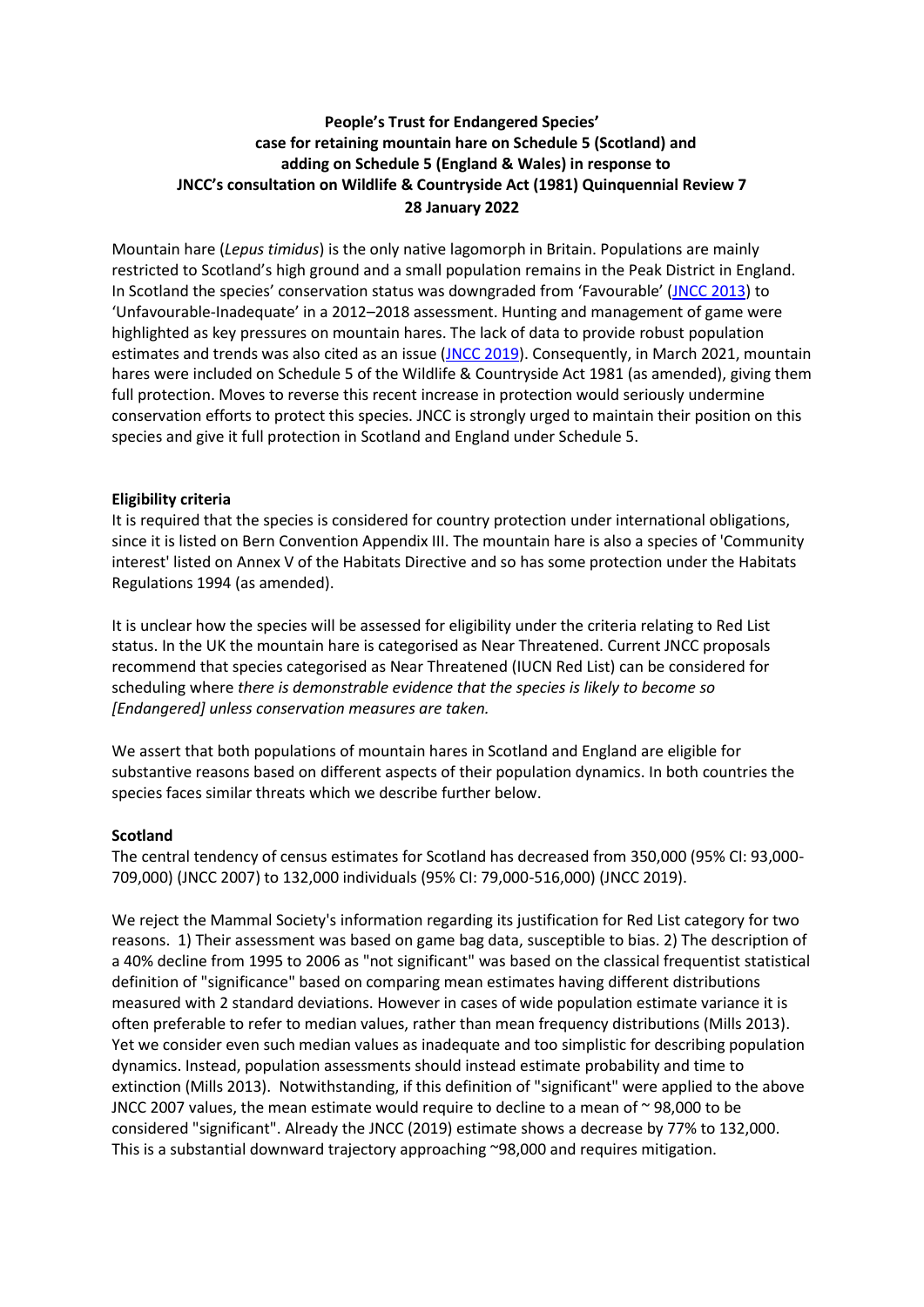**People's Trust for Endangered Species' case for retaining mountain hare on Schedule 5 (Scotland) and adding on Schedule 5 (England & Wales) in response to JNCC's consultation on Wildlife & Countryside Act (1981) Quinquennial Review 7 28 January 2022**

Mountain hare (*Lepus timidus*) is the only native lagomorph in Britain. Populations are mainly restricted to Scotland's high ground and a small population remains in the Peak District in England. In Scotland the species' conservation status was downgraded from 'Favourable' (JNCC 2013) to 'Unfavourable-Inadequate' in a 2012–2018 assessment. Hunting and management of game were highlighted as key pressures on mountain hares. The lack of data to provide robust population estimates and trends was also cited as an issue (JNCC 2019). Consequently, in March 2021, mountain hares were included on Schedule 5 of the Wildlife & Countryside Act 1981 (as amended), giving them full protection. Moves to reverse this recent increase in protection would seriously undermine conservation efforts to protect this species. JNCC is strongly urged to maintain their position on this species and give it full protection in Scotland and England under Schedule 5.

**Eligibility criteria**

It is required that the species is considered for country protection under international obligations, since it is listed on Bern Convention Appendix III. The mountain hare is also a species of 'Community interest' listed on Annex V of the Habitats Directive and so has some protection under the Habitats Regulations 1994 (as amended).

It is unclear how the species will be assessed for eligibility under the criteria relating to Red List status. In the UK the mountain hare is categorised as Near Threatened. Current JNCC proposals recommend that species categorised as Near Threatened (IUCN Red List) can be considered for scheduling where *there is demonstrable evidence that the species is likely to become so [Endangered] unless conservation measures are taken.*

We assert that both populations of mountain hares in Scotland and England are eligible for substantive reasons based on different aspects of their population dynamics. In both countries the species faces similar threats which we describe further below.

**Scotland**

The central tendency of census estimates for Scotland has decreased from 350,000 (95% CI: 93,000-709,000) (JNCC 2007) to 132,000 individuals (95% CI: 79,000-516,000) (JNCC 2019).

We reject the Mammal Society's information regarding its justification for Red List category for two reasons. 1) Their assessment was based on game bag data, susceptible to bias. 2) The description of a 40% decline from 1995 to 2006 as "not significant" was based on the classical frequentist statistical definition of "significance" based on comparing mean estimates having different distributions measured with 2 standard deviations. However in cases of wide population estimate variance it is often preferable to refer to median values, rather than mean frequency distributions (Mills 2013). Yet we consider even such median values as inadequate and too simplistic for describing population dynamics. Instead, population assessments should instead estimate probability and time to extinction (Mills 2013). Notwithstanding, if this definition of "significant" were applied to the above JNCC 2007 values, the mean estimate would require to decline to a mean of ~ 98,000 to be considered "significant". Already the JNCC (2019) estimate shows a decrease by 77% to 132,000. This is a substantial downward trajectory approaching ~98,000 and requires mitigation.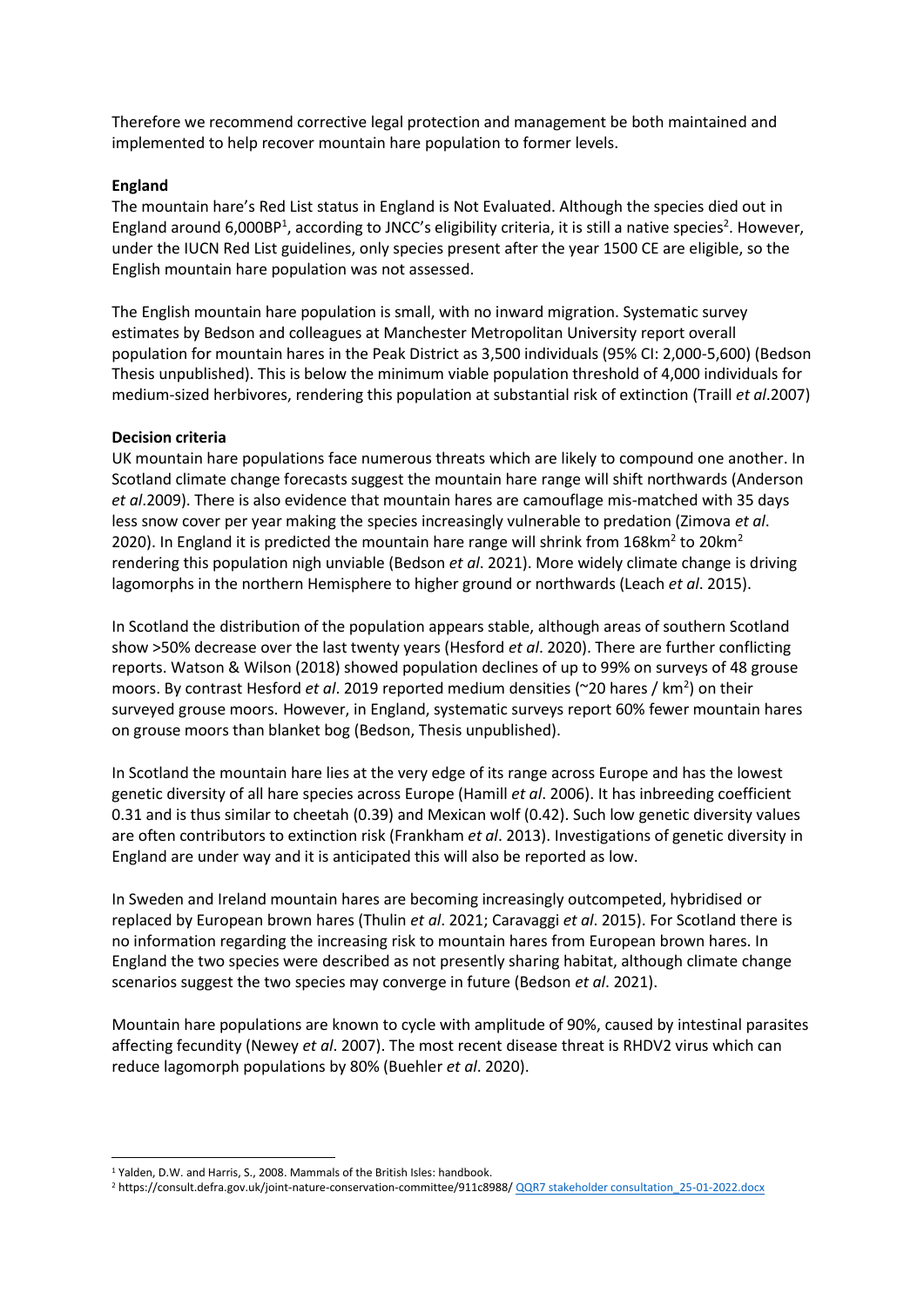Therefore we recommend corrective legal protection and management be both maintained and implemented to help recover mountain hare population to former levels.

**England**

The mountain hare's Red List status in England is Not Evaluated. Although the species died out in England around 6,000BP[1], according to JNCC's eligibility criteria, it is still a native species[2]. However, under the IUCN Red List guidelines, only species present after the year 1500 CE are eligible, so the English mountain hare population was not assessed.

The English mountain hare population is small, with no inward migration. Systematic survey estimates by Bedson and colleagues at Manchester Metropolitan University report overall population for mountain hares in the Peak District as 3,500 individuals (95% CI: 2,000-5,600) (Bedson Thesis unpublished). This is below the minimum viable population threshold of 4,000 individuals for medium-sized herbivores, rendering this population at substantial risk of extinction (Traill *et al*.2007)

**Decision criteria**

UK mountain hare populations face numerous threats which are likely to compound one another. In Scotland climate change forecasts suggest the mountain hare range will shift northwards (Anderson *et al*.2009). There is also evidence that mountain hares are camouflage mis-matched with 35 days less snow cover per year making the species increasingly vulnerable to predation (Zimova *et al*. 2020). In England it is predicted the mountain hare range will shrink from 168km$^2$ to 20km$^2$ rendering this population nigh unviable (Bedson *et al*. 2021). More widely climate change is driving lagomorphs in the northern Hemisphere to higher ground or northwards (Leach *et al*. 2015).

In Scotland the distribution of the population appears stable, although areas of southern Scotland show >50% decrease over the last twenty years (Hesford *et al*. 2020). There are further conflicting reports. Watson & Wilson (2018) showed population declines of up to 99% on surveys of 48 grouse moors. By contrast Hesford *et al*. 2019 reported medium densities (~20 hares / km$^2$) on their surveyed grouse moors. However, in England, systematic surveys report 60% fewer mountain hares on grouse moors than blanket bog (Bedson, Thesis unpublished).

In Scotland the mountain hare lies at the very edge of its range across Europe and has the lowest genetic diversity of all hare species across Europe (Hamill *et al*. 2006). It has inbreeding coefficient 0.31 and is thus similar to cheetah (0.39) and Mexican wolf (0.42). Such low genetic diversity values are often contributors to extinction risk (Frankham *et al*. 2013). Investigations of genetic diversity in England are under way and it is anticipated this will also be reported as low.

In Sweden and Ireland mountain hares are becoming increasingly outcompeted, hybridised or replaced by European brown hares (Thulin *et al*. 2021; Caravaggi *et al*. 2015). For Scotland there is no information regarding the increasing risk to mountain hares from European brown hares. In England the two species were described as not presently sharing habitat, although climate change scenarios suggest the two species may converge in future (Bedson *et al*. 2021).

Mountain hare populations are known to cycle with amplitude of 90%, caused by intestinal parasites affecting fecundity (Newey *et al*. 2007). The most recent disease threat is RHDV2 virus which can reduce lagomorph populations by 80% (Buehler *et al*. 2020).

---

[1] Yalden, D.W. and Harris, S., 2008. Mammals of the British Isles: handbook.

[2] https://consult.defra.gov.uk/joint-nature-conservation-committee/911c8988/ QQR7 stakeholder consultation_25-01-2022.docx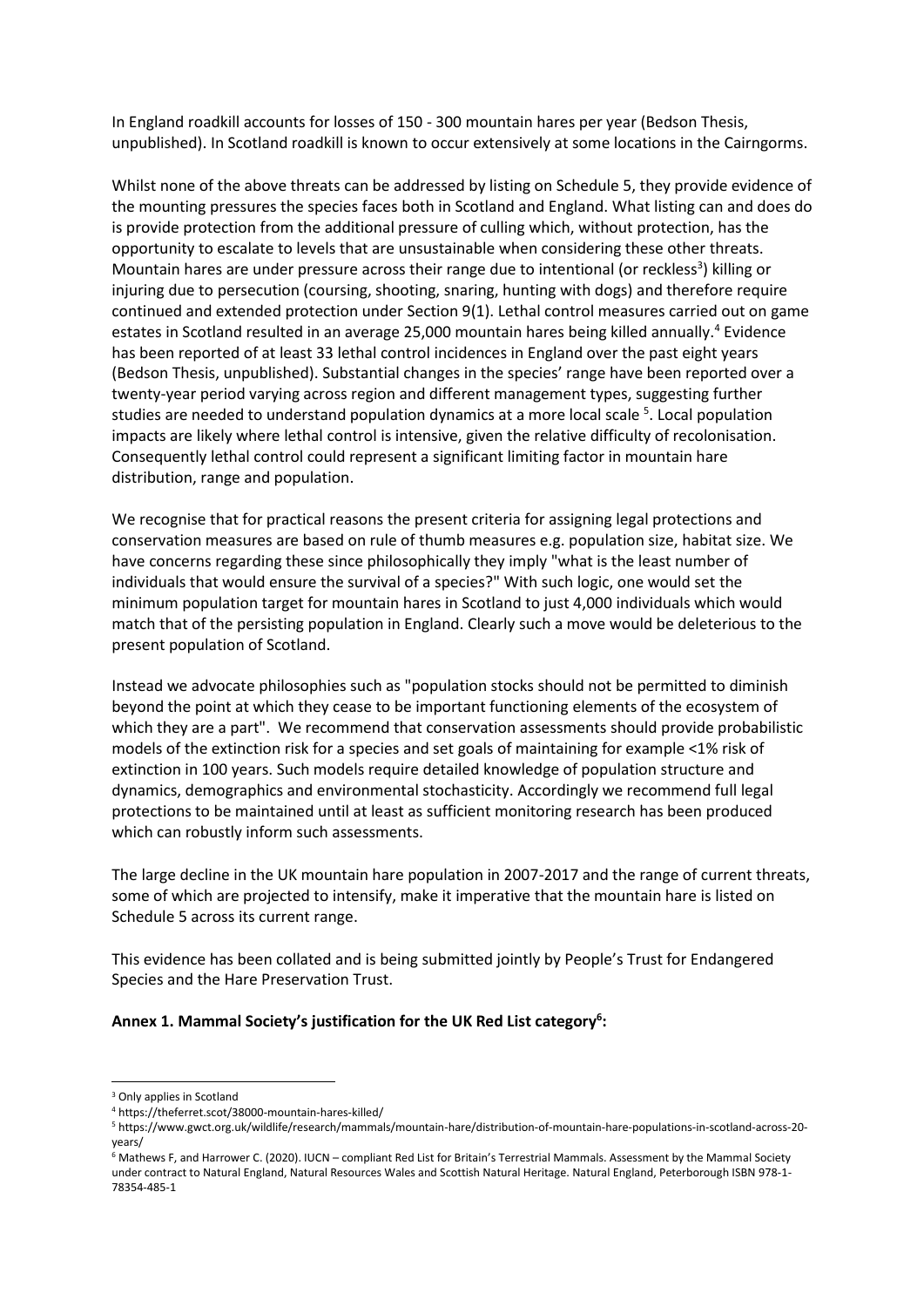In England roadkill accounts for losses of 150 - 300 mountain hares per year (Bedson Thesis, unpublished). In Scotland roadkill is known to occur extensively at some locations in the Cairngorms.

Whilst none of the above threats can be addressed by listing on Schedule 5, they provide evidence of the mounting pressures the species faces both in Scotland and England. What listing can and does do is provide protection from the additional pressure of culling which, without protection, has the opportunity to escalate to levels that are unsustainable when considering these other threats. Mountain hares are under pressure across their range due to intentional (or reckless[3]) killing or injuring due to persecution (coursing, shooting, snaring, hunting with dogs) and therefore require continued and extended protection under Section 9(1). Lethal control measures carried out on game estates in Scotland resulted in an average 25,000 mountain hares being killed annually.[4] Evidence has been reported of at least 33 lethal control incidences in England over the past eight years (Bedson Thesis, unpublished). Substantial changes in the species' range have been reported over a twenty-year period varying across region and different management types, suggesting further studies are needed to understand population dynamics at a more local scale [5]. Local population impacts are likely where lethal control is intensive, given the relative difficulty of recolonisation. Consequently lethal control could represent a significant limiting factor in mountain hare distribution, range and population.

We recognise that for practical reasons the present criteria for assigning legal protections and conservation measures are based on rule of thumb measures e.g. population size, habitat size. We have concerns regarding these since philosophically they imply "what is the least number of individuals that would ensure the survival of a species?" With such logic, one would set the minimum population target for mountain hares in Scotland to just 4,000 individuals which would match that of the persisting population in England. Clearly such a move would be deleterious to the present population of Scotland.

Instead we advocate philosophies such as "population stocks should not be permitted to diminish beyond the point at which they cease to be important functioning elements of the ecosystem of which they are a part". We recommend that conservation assessments should provide probabilistic models of the extinction risk for a species and set goals of maintaining for example <1% risk of extinction in 100 years. Such models require detailed knowledge of population structure and dynamics, demographics and environmental stochasticity. Accordingly we recommend full legal protections to be maintained until at least as sufficient monitoring research has been produced which can robustly inform such assessments.

The large decline in the UK mountain hare population in 2007-2017 and the range of current threats, some of which are projected to intensify, make it imperative that the mountain hare is listed on Schedule 5 across its current range.

This evidence has been collated and is being submitted jointly by People's Trust for Endangered Species and the Hare Preservation Trust.

**Annex 1. Mammal Society's justification for the UK Red List category[6]:**

---

[3] Only applies in Scotland

[4] https://theferret.scot/38000-mountain-hares-killed/

[5] https://www.gwct.org.uk/wildlife/research/mammals/mountain-hare/distribution-of-mountain-hare-populations-in-scotland-across-20-years/

[6] Mathews F, and Harrower C. (2020). IUCN – compliant Red List for Britain's Terrestrial Mammals. Assessment by the Mammal Society under contract to Natural England, Natural Resources Wales and Scottish Natural Heritage. Natural England, Peterborough ISBN 978-1-78354-485-1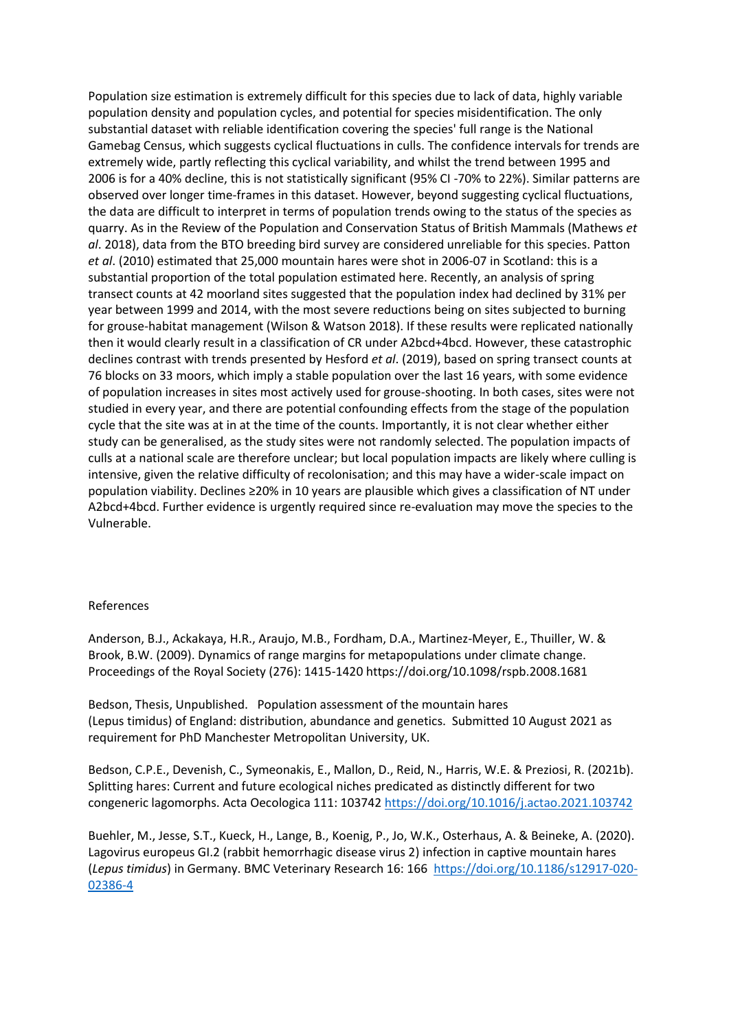Population size estimation is extremely difficult for this species due to lack of data, highly variable population density and population cycles, and potential for species misidentification. The only substantial dataset with reliable identification covering the species' full range is the National Gamebag Census, which suggests cyclical fluctuations in culls. The confidence intervals for trends are extremely wide, partly reflecting this cyclical variability, and whilst the trend between 1995 and 2006 is for a 40% decline, this is not statistically significant (95% CI -70% to 22%). Similar patterns are observed over longer time-frames in this dataset. However, beyond suggesting cyclical fluctuations, the data are difficult to interpret in terms of population trends owing to the status of the species as quarry. As in the Review of the Population and Conservation Status of British Mammals (Mathews *et al*. 2018), data from the BTO breeding bird survey are considered unreliable for this species. Patton *et al*. (2010) estimated that 25,000 mountain hares were shot in 2006-07 in Scotland: this is a substantial proportion of the total population estimated here. Recently, an analysis of spring transect counts at 42 moorland sites suggested that the population index had declined by 31% per year between 1999 and 2014, with the most severe reductions being on sites subjected to burning for grouse-habitat management (Wilson & Watson 2018). If these results were replicated nationally then it would clearly result in a classification of CR under A2bcd+4bcd. However, these catastrophic declines contrast with trends presented by Hesford *et al*. (2019), based on spring transect counts at 76 blocks on 33 moors, which imply a stable population over the last 16 years, with some evidence of population increases in sites most actively used for grouse-shooting. In both cases, sites were not studied in every year, and there are potential confounding effects from the stage of the population cycle that the site was at in at the time of the counts. Importantly, it is not clear whether either study can be generalised, as the study sites were not randomly selected. The population impacts of culls at a national scale are therefore unclear; but local population impacts are likely where culling is intensive, given the relative difficulty of recolonisation; and this may have a wider-scale impact on population viability. Declines ≥20% in 10 years are plausible which gives a classification of NT under A2bcd+4bcd. Further evidence is urgently required since re-evaluation may move the species to the Vulnerable.

References

Anderson, B.J., Ackakaya, H.R., Araujo, M.B., Fordham, D.A., Martinez-Meyer, E., Thuiller, W. & Brook, B.W. (2009). Dynamics of range margins for metapopulations under climate change. Proceedings of the Royal Society (276): 1415-1420 https://doi.org/10.1098/rspb.2008.1681

Bedson, Thesis, Unpublished. Population assessment of the mountain hares (Lepus timidus) of England: distribution, abundance and genetics. Submitted 10 August 2021 as requirement for PhD Manchester Metropolitan University, UK.

Bedson, C.P.E., Devenish, C., Symeonakis, E., Mallon, D., Reid, N., Harris, W.E. & Preziosi, R. (2021b). Splitting hares: Current and future ecological niches predicated as distinctly different for two congeneric lagomorphs. Acta Oecologica 111: 103742 https://doi.org/10.1016/j.actao.2021.103742

Buehler, M., Jesse, S.T., Kueck, H., Lange, B., Koenig, P., Jo, W.K., Osterhaus, A. & Beineke, A. (2020). Lagovirus europeus GI.2 (rabbit hemorrhagic disease virus 2) infection in captive mountain hares (*Lepus timidus*) in Germany. BMC Veterinary Research 16: 166 https://doi.org/10.1186/s12917-020-02386-4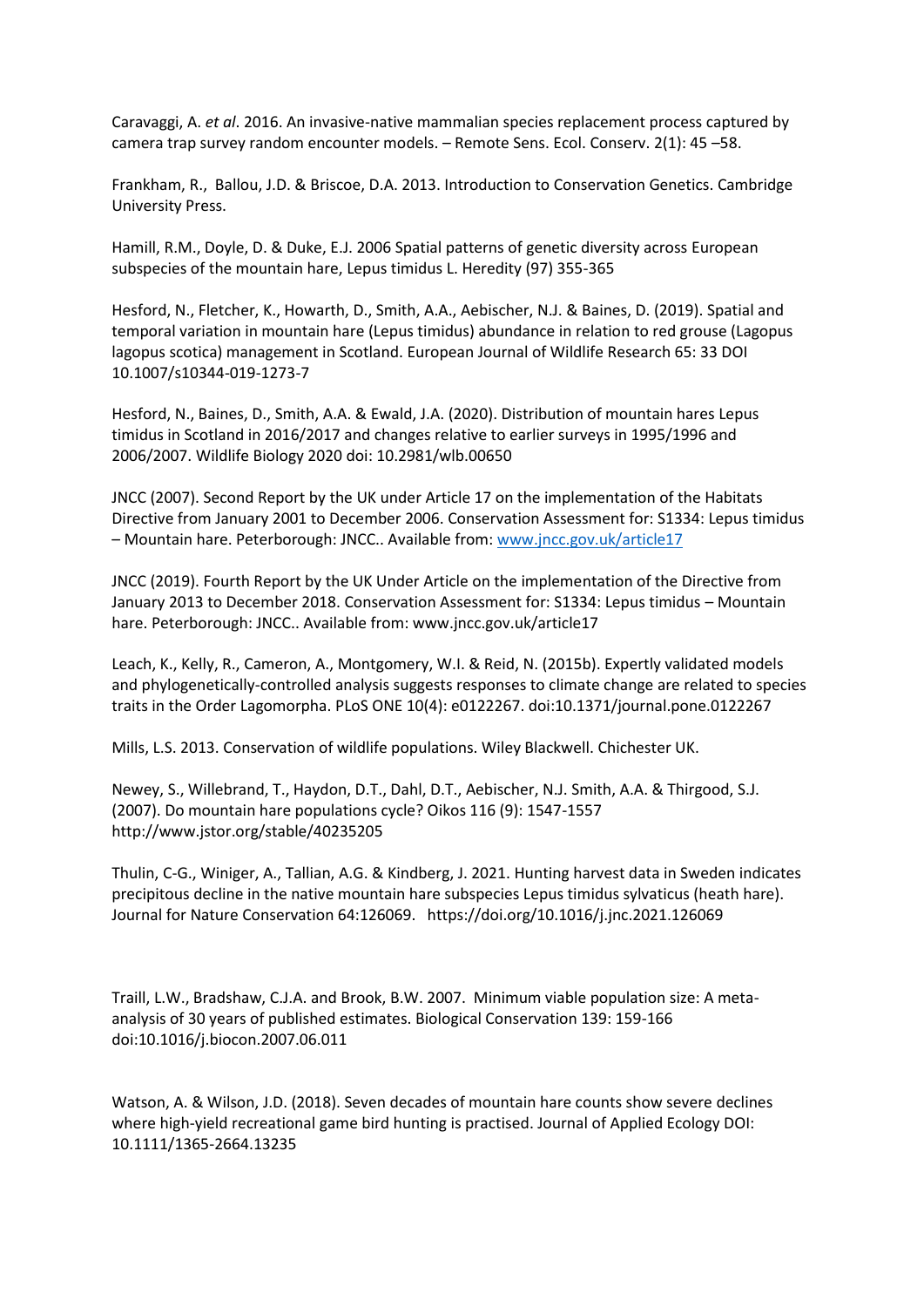Caravaggi, A. *et al*. 2016. An invasive-native mammalian species replacement process captured by camera trap survey random encounter models. – Remote Sens. Ecol. Conserv. 2(1): 45 –58.

Frankham, R., Ballou, J.D. & Briscoe, D.A. 2013. Introduction to Conservation Genetics. Cambridge University Press.

Hamill, R.M., Doyle, D. & Duke, E.J. 2006 Spatial patterns of genetic diversity across European subspecies of the mountain hare, Lepus timidus L. Heredity (97) 355-365

Hesford, N., Fletcher, K., Howarth, D., Smith, A.A., Aebischer, N.J. & Baines, D. (2019). Spatial and temporal variation in mountain hare (Lepus timidus) abundance in relation to red grouse (Lagopus lagopus scotica) management in Scotland. European Journal of Wildlife Research 65: 33 DOI 10.1007/s10344-019-1273-7

Hesford, N., Baines, D., Smith, A.A. & Ewald, J.A. (2020). Distribution of mountain hares Lepus timidus in Scotland in 2016/2017 and changes relative to earlier surveys in 1995/1996 and 2006/2007. Wildlife Biology 2020 doi: 10.2981/wlb.00650

JNCC (2007). Second Report by the UK under Article 17 on the implementation of the Habitats Directive from January 2001 to December 2006. Conservation Assessment for: S1334: Lepus timidus – Mountain hare. Peterborough: JNCC.. Available from: www.jncc.gov.uk/article17

JNCC (2019). Fourth Report by the UK Under Article on the implementation of the Directive from January 2013 to December 2018. Conservation Assessment for: S1334: Lepus timidus – Mountain hare. Peterborough: JNCC.. Available from: www.jncc.gov.uk/article17

Leach, K., Kelly, R., Cameron, A., Montgomery, W.I. & Reid, N. (2015b). Expertly validated models and phylogenetically-controlled analysis suggests responses to climate change are related to species traits in the Order Lagomorpha. PLoS ONE 10(4): e0122267. doi:10.1371/journal.pone.0122267

Mills, L.S. 2013. Conservation of wildlife populations. Wiley Blackwell. Chichester UK.

Newey, S., Willebrand, T., Haydon, D.T., Dahl, D.T., Aebischer, N.J. Smith, A.A. & Thirgood, S.J. (2007). Do mountain hare populations cycle? Oikos 116 (9): 1547-1557 http://www.jstor.org/stable/40235205

Thulin, C-G., Winiger, A., Tallian, A.G. & Kindberg, J. 2021. Hunting harvest data in Sweden indicates precipitous decline in the native mountain hare subspecies Lepus timidus sylvaticus (heath hare). Journal for Nature Conservation 64:126069. https://doi.org/10.1016/j.jnc.2021.126069

Traill, L.W., Bradshaw, C.J.A. and Brook, B.W. 2007. Minimum viable population size: A meta-analysis of 30 years of published estimates. Biological Conservation 139: 159-166 doi:10.1016/j.biocon.2007.06.011

Watson, A. & Wilson, J.D. (2018). Seven decades of mountain hare counts show severe declines where high-yield recreational game bird hunting is practised. Journal of Applied Ecology DOI: 10.1111/1365-2664.13235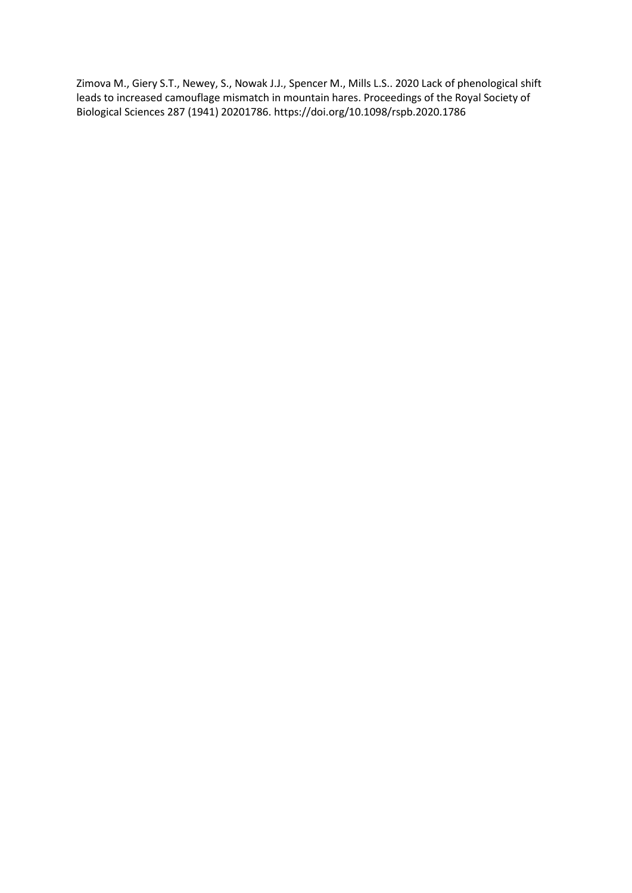Zimova M., Giery S.T., Newey, S., Nowak J.J., Spencer M., Mills L.S.. 2020 Lack of phenological shift leads to increased camouflage mismatch in mountain hares. Proceedings of the Royal Society of Biological Sciences 287 (1941) 20201786. https://doi.org/10.1098/rspb.2020.1786